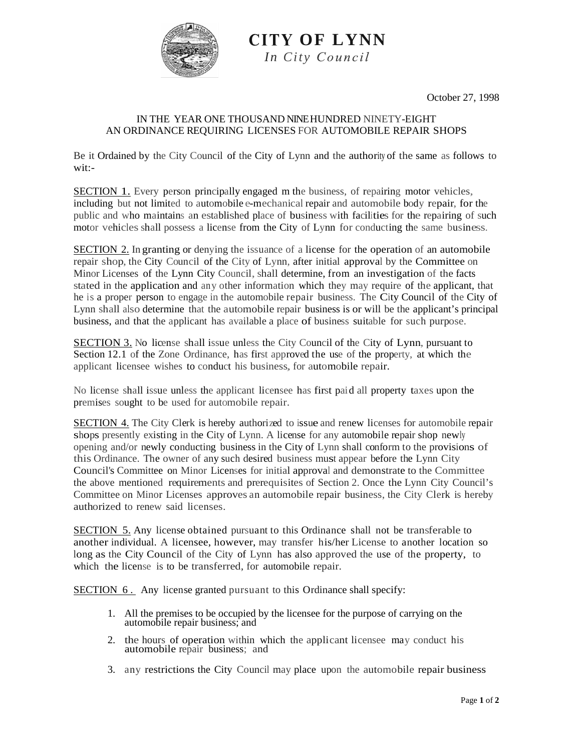# CITY OF LYNN

*In City Council*

October 27, 1998

IN THE YEAR ONE THOUSAND NINE HUNDRED NINETY-EIGHT
AN ORDINANCE REQUIRING LICENSES FOR AUTOMOBILE REPAIR SHOPS

Be it Ordained by the City Council of the City of Lynn and the authority of the same as follows to wit:-

SECTION 1. Every person principally engaged m the business, of repairing motor vehicles, including but not limited to automobile e-mechanical repair and automobile body repair, for the public and who maintains an established place of business with facilities for the repairing of such motor vehicles shall possess a license from the City of Lynn for conducting the same business.

SECTION 2. In granting or denying the issuance of a license for the operation of an automobile repair shop, the City Council of the City of Lynn, after initial approval by the Committee on Minor Licenses of the Lynn City Council, shall determine, from an investigation of the facts stated in the application and any other information which they may require of the applicant, that he is a proper person to engage in the automobile repair business. The City Council of the City of Lynn shall also determine that the automobile repair business is or will be the applicant's principal business, and that the applicant has available a place of business suitable for such purpose.

SECTION 3. No license shall issue unless the City Council of the City of Lynn, pursuant to Section 12.1 of the Zone Ordinance, has first approved the use of the property, at which the applicant licensee wishes to conduct his business, for automobile repair.

No license shall issue unless the applicant licensee has first paid all property taxes upon the premises sought to be used for automobile repair.

SECTION 4. The City Clerk is hereby authorized to issue and renew licenses for automobile repair shops presently existing in the City of Lynn. A license for any automobile repair shop newly opening and/or newly conducting business in the City of Lynn shall conform to the provisions of this Ordinance. The owner of any such desired business must appear before the Lynn City Council's Committee on Minor Licenses for initial approval and demonstrate to the Committee the above mentioned requirements and prerequisites of Section 2. Once the Lynn City Council's Committee on Minor Licenses approves an automobile repair business, the City Clerk is hereby authorized to renew said licenses.

SECTION 5. Any license obtained pursuant to this Ordinance shall not be transferable to another individual. A licensee, however, may transfer his/her License to another location so long as the City Council of the City of Lynn has also approved the use of the property, to which the license is to be transferred, for automobile repair.

SECTION 6 . Any license granted pursuant to this Ordinance shall specify:

1. All the premises to be occupied by the licensee for the purpose of carrying on the automobile repair business; and
2. the hours of operation within which the applicant licensee may conduct his automobile repair business; and
3. any restrictions the City Council may place upon the automobile repair business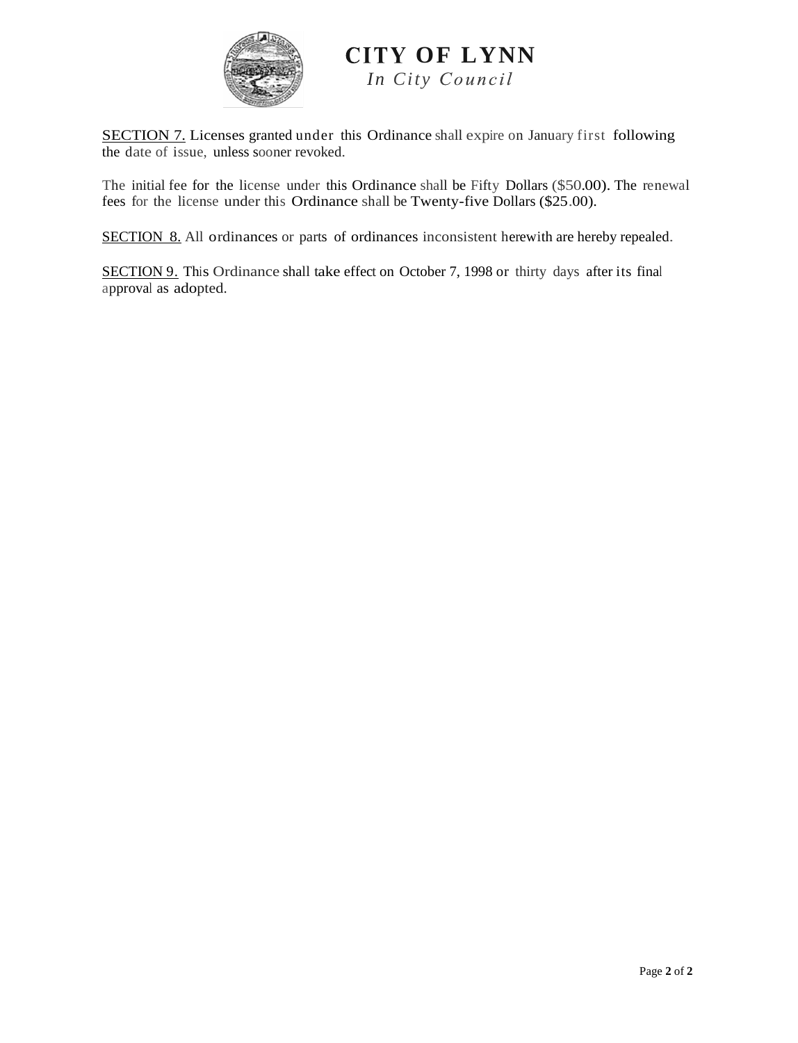# CITY OF LYNN

*In City Council*

<u>SECTION 7.</u> Licenses granted under this Ordinance shall expire on January first following the date of issue, unless sooner revoked.

The initial fee for the license under this Ordinance shall be Fifty Dollars ($50.00). The renewal fees for the license under this Ordinance shall be Twenty-five Dollars ($25.00).

<u>SECTION 8.</u> All ordinances or parts of ordinances inconsistent herewith are hereby repealed.

<u>SECTION 9.</u> This Ordinance shall take effect on October 7, 1998 or thirty days after its final approval as adopted.